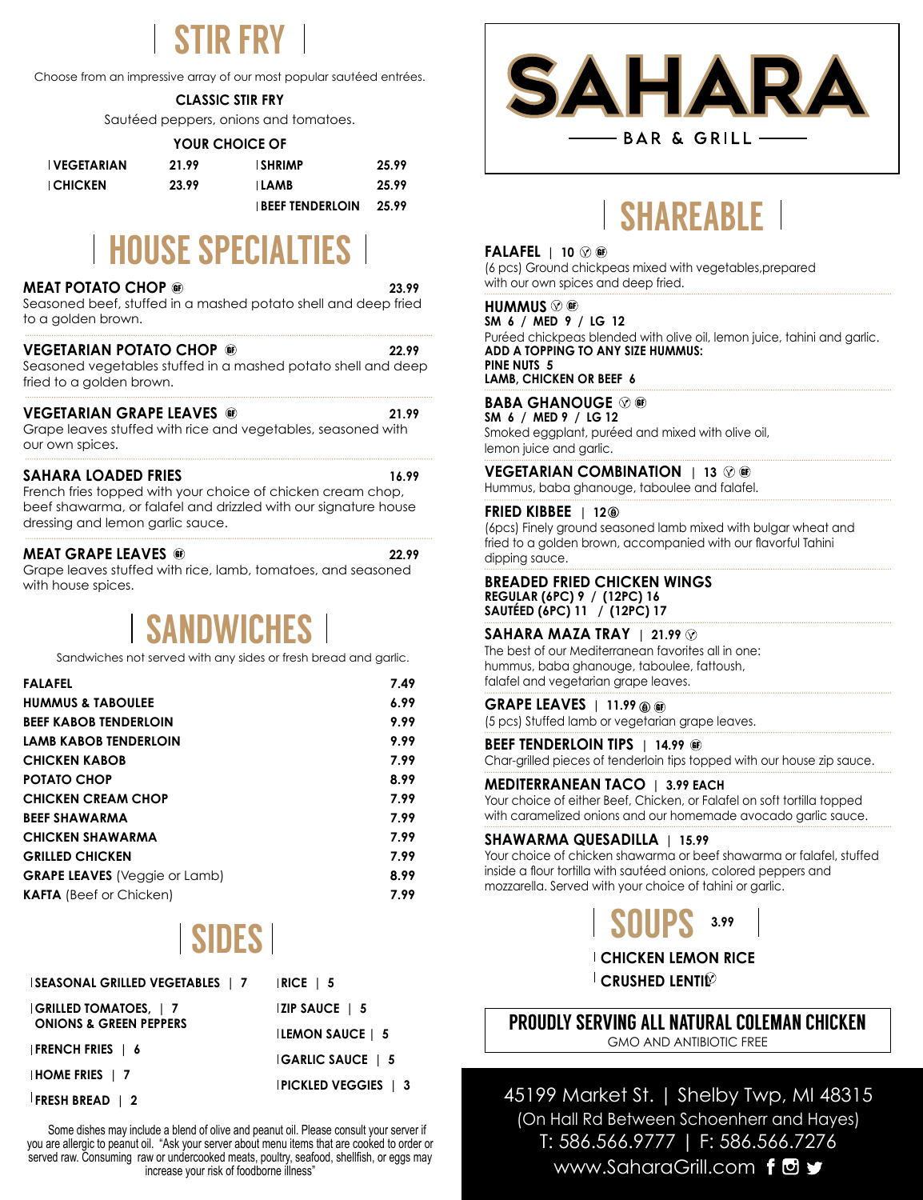# STIR FRY

Choose from an impressive array of our most popular sautéed entrées.

**CLASSIC STIR FRY**

Sautéed peppers, onions and tomatoes.

**YOUR CHOICE OF**

| | | | |
|---|---|---|---|
| VEGETARIAN | 21.99 | SHRIMP | 25.99 |
| CHICKEN | 23.99 | LAMB | 25.99 |
| | | BEEF TENDERLOIN | 25.99 |

# HOUSE SPECIALTIES

**MEAT POTATO CHOP** (GF) — 23.99
Seasoned beef, stuffed in a mashed potato shell and deep fried to a golden brown.

**VEGETARIAN POTATO CHOP** (GF) — 22.99
Seasoned vegetables stuffed in a mashed potato shell and deep fried to a golden brown.

**VEGETARIAN GRAPE LEAVES** (GF) — 21.99
Grape leaves stuffed with rice and vegetables, seasoned with our own spices.

**SAHARA LOADED FRIES** — 16.99
French fries topped with your choice of chicken cream chop, beef shawarma, or falafel and drizzled with our signature house dressing and lemon garlic sauce.

**MEAT GRAPE LEAVES** (GF) — 22.99
Grape leaves stuffed with rice, lamb, tomatoes, and seasoned with house spices.

# SANDWICHES

Sandwiches not served with any sides or fresh bread and garlic.

| | |
|---|---|
| **FALAFEL** | 7.49 |
| **HUMMUS & TABOULEE** | 6.99 |
| **BEEF KABOB TENDERLOIN** | 9.99 |
| **LAMB KABOB TENDERLOIN** | 9.99 |
| **CHICKEN KABOB** | 7.99 |
| **POTATO CHOP** | 8.99 |
| **CHICKEN CREAM CHOP** | 7.99 |
| **BEEF SHAWARMA** | 7.99 |
| **CHICKEN SHAWARMA** | 7.99 |
| **GRILLED CHICKEN** | 7.99 |
| **GRAPE LEAVES** (Veggie or Lamb) | 8.99 |
| **KAFTA** (Beef or Chicken) | 7.99 |

# SIDES

- SEASONAL GRILLED VEGETABLES | 7
- GRILLED TOMATOES, ONIONS & GREEN PEPPERS | 7
- FRENCH FRIES | 6
- HOME FRIES | 7
- FRESH BREAD | 2
- RICE | 5
- ZIP SAUCE | 5
- LEMON SAUCE | 5
- GARLIC SAUCE | 5
- PICKLED VEGGIES | 3

Some dishes may include a blend of olive and peanut oil. Please consult your server if you are allergic to peanut oil. "Ask your server about menu items that are cooked to order or served raw. Consuming raw or undercooked meats, poultry, seafood, shellfish, or eggs may increase your risk of foodborne illness"

# SAHARA
BAR & GRILL

# SHAREABLE

**FALAFEL** | 10 (V) (GF)
(6 pcs) Ground chickpeas mixed with vegetables,prepared with our own spices and deep fried.

**HUMMUS** (V) (GF)
**SM 6 / MED 9 / LG 12**
Puréed chickpeas blended with olive oil, lemon juice, tahini and garlic.
**ADD A TOPPING TO ANY SIZE HUMMUS:**
**PINE NUTS 5**
**LAMB, CHICKEN OR BEEF 6**

**BABA GHANOUGE** (V) (GF)
**SM 6 / MED 9 / LG 12**
Smoked eggplant, puréed and mixed with olive oil, lemon juice and garlic.

**VEGETARIAN COMBINATION** | 13 (V) (GF)
Hummus, baba ghanouge, taboulee and falafel.

**FRIED KIBBEE** | 12
(6pcs) Finely ground seasoned lamb mixed with bulgar wheat and fried to a golden brown, accompanied with our flavorful Tahini dipping sauce.

**BREADED FRIED CHICKEN WINGS**
**REGULAR (6PC) 9 / (12PC) 16**
**SAUTÉED (6PC) 11 / (12PC) 17**

**SAHARA MAZA TRAY** | 21.99 (V)
The best of our Mediterranean favorites all in one: hummus, baba ghanouge, taboulee, fattoush, falafel and vegetarian grape leaves.

**GRAPE LEAVES** | 11.99 (GF)
(5 pcs) Stuffed lamb or vegetarian grape leaves.

**BEEF TENDERLOIN TIPS** | 14.99 (GF)
Char-grilled pieces of tenderloin tips topped with our house zip sauce.

**MEDITERRANEAN TACO** | 3.99 EACH
Your choice of either Beef, Chicken, or Falafel on soft tortilla topped with caramelized onions and our homemade avocado garlic sauce.

**SHAWARMA QUESADILLA** | 15.99
Your choice of chicken shawarma or beef shawarma or falafel, stuffed inside a flour tortilla with sautéed onions, colored peppers and mozzarella. Served with your choice of tahini or garlic.

# SOUPS 3.99

- CHICKEN LEMON RICE
- CRUSHED LENTIL (V)

**PROUDLY SERVING ALL NATURAL COLEMAN CHICKEN**
GMO AND ANTIBIOTIC FREE

45199 Market St. | Shelby Twp, MI 48315
(On Hall Rd Between Schoenherr and Hayes)
T: 586.566.9777 | F: 586.566.7276
www.SaharaGrill.com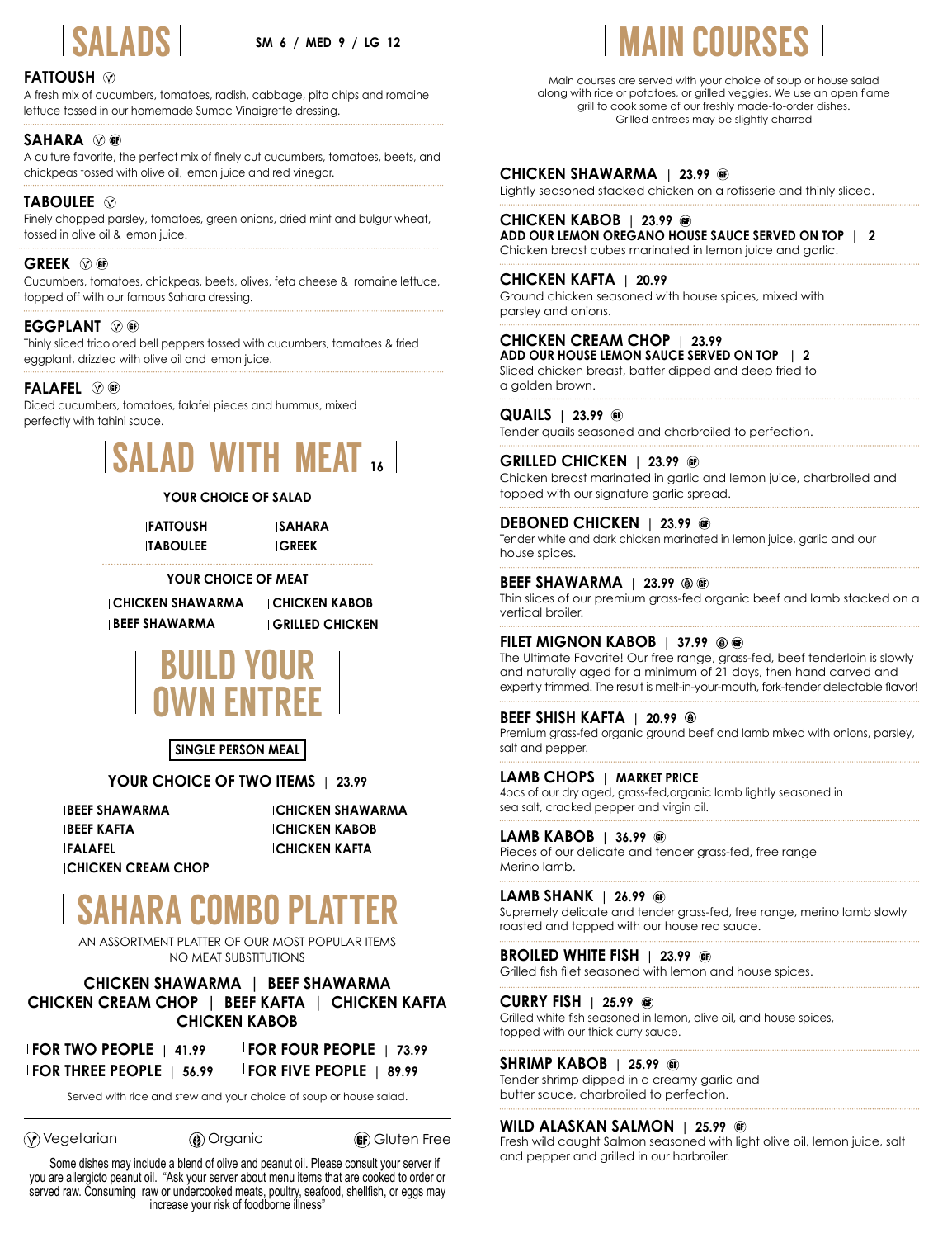# SALADS

**SM 6 / MED 9 / LG 12**

### FATTOUSH (V)

A fresh mix of cucumbers, tomatoes, radish, cabbage, pita chips and romaine lettuce tossed in our homemade Sumac Vinaigrette dressing.

### SAHARA (V) (GF)

A culture favorite, the perfect mix of finely cut cucumbers, tomatoes, beets, and chickpeas tossed with olive oil, lemon juice and red vinegar.

### TABOULEE (V)

Finely chopped parsley, tomatoes, green onions, dried mint and bulgur wheat, tossed in olive oil & lemon juice.

### GREEK (V) (GF)

Cucumbers, tomatoes, chickpeas, beets, olives, feta cheese & romaine lettuce, topped off with our famous Sahara dressing.

### EGGPLANT (V) (GF)

Thinly sliced tricolored bell peppers tossed with cucumbers, tomatoes & fried eggplant, drizzled with olive oil and lemon juice.

### FALAFEL (V) (GF)

Diced cucumbers, tomatoes, falafel pieces and hummus, mixed perfectly with tahini sauce.

# SALAD WITH MEAT 16

**YOUR CHOICE OF SALAD**

- FATTOUSH
- SAHARA
- TABOULEE
- GREEK

**YOUR CHOICE OF MEAT**

- CHICKEN SHAWARMA
- CHICKEN KABOB
- BEEF SHAWARMA
- GRILLED CHICKEN

# BUILD YOUR OWN ENTREE

**SINGLE PERSON MEAL**

**YOUR CHOICE OF TWO ITEMS | 23.99**

- BEEF SHAWARMA
- CHICKEN SHAWARMA
- BEEF KAFTA
- CHICKEN KABOB
- FALAFEL
- CHICKEN KAFTA
- CHICKEN CREAM CHOP

# SAHARA COMBO PLATTER

AN ASSORTMENT PLATTER OF OUR MOST POPULAR ITEMS
NO MEAT SUBSTITUTIONS

**CHICKEN SHAWARMA | BEEF SHAWARMA
CHICKEN CREAM CHOP | BEEF KAFTA | CHICKEN KAFTA
CHICKEN KABOB**

- **FOR TWO PEOPLE | 41.99**
- **FOR THREE PEOPLE | 56.99**
- **FOR FOUR PEOPLE | 73.99**
- **FOR FIVE PEOPLE | 89.99**

Served with rice and stew and your choice of soup or house salad.

(V) Vegetarian (O) Organic (GF) Gluten Free

Some dishes may include a blend of olive and peanut oil. Please consult your server if you are allergicto peanut oil. "Ask your server about menu items that are cooked to order or served raw. Consuming raw or undercooked meats, poultry, seafood, shellfish, or eggs may increase your risk of foodborne illness"

# MAIN COURSES

Main courses are served with your choice of soup or house salad along with rice or potatoes, or grilled veggies. We use an open flame grill to cook some of our freshly made-to-order dishes. Grilled entrees may be slightly charred

### CHICKEN SHAWARMA | 23.99 (GF)

Lightly seasoned stacked chicken on a rotisserie and thinly sliced.

### CHICKEN KABOB | 23.99 (GF)

**ADD OUR LEMON OREGANO HOUSE SAUCE SERVED ON TOP | 2**

Chicken breast cubes marinated in lemon juice and garlic.

### CHICKEN KAFTA | 20.99

Ground chicken seasoned with house spices, mixed with parsley and onions.

### CHICKEN CREAM CHOP | 23.99

**ADD OUR HOUSE LEMON SAUCE SERVED ON TOP | 2**

Sliced chicken breast, batter dipped and deep fried to a golden brown.

### QUAILS | 23.99 (GF)

Tender quails seasoned and charbroiled to perfection.

### GRILLED CHICKEN | 23.99 (GF)

Chicken breast marinated in garlic and lemon juice, charbroiled and topped with our signature garlic spread.

### DEBONED CHICKEN | 23.99 (GF)

Tender white and dark chicken marinated in lemon juice, garlic and our house spices.

### BEEF SHAWARMA | 23.99 (O) (GF)

Thin slices of our premium grass-fed organic beef and lamb stacked on a vertical broiler.

### FILET MIGNON KABOB | 37.99 (O) (GF)

The Ultimate Favorite! Our free range, grass-fed, beef tenderloin is slowly and naturally aged for a minimum of 21 days, then hand carved and expertly trimmed. The result is melt-in-your-mouth, fork-tender delectable flavor!

### BEEF SHISH KAFTA | 20.99 (O)

Premium grass-fed organic ground beef and lamb mixed with onions, parsley, salt and pepper.

### LAMB CHOPS | MARKET PRICE

4pcs of our dry aged, grass-fed,organic lamb lightly seasoned in sea salt, cracked pepper and virgin oil.

### LAMB KABOB | 36.99 (GF)

Pieces of our delicate and tender grass-fed, free range Merino lamb.

### LAMB SHANK | 26.99 (GF)

Supremely delicate and tender grass-fed, free range, merino lamb slowly roasted and topped with our house red sauce.

### BROILED WHITE FISH | 23.99 (GF)

Grilled fish filet seasoned with lemon and house spices.

### CURRY FISH | 25.99 (GF)

Grilled white fish seasoned in lemon, olive oil, and house spices, topped with our thick curry sauce.

### SHRIMP KABOB | 25.99 (GF)

Tender shrimp dipped in a creamy garlic and butter sauce, charbroiled to perfection.

### WILD ALASKAN SALMON | 25.99 (GF)

Fresh wild caught Salmon seasoned with light olive oil, lemon juice, salt and pepper and grilled in our harbroiler.